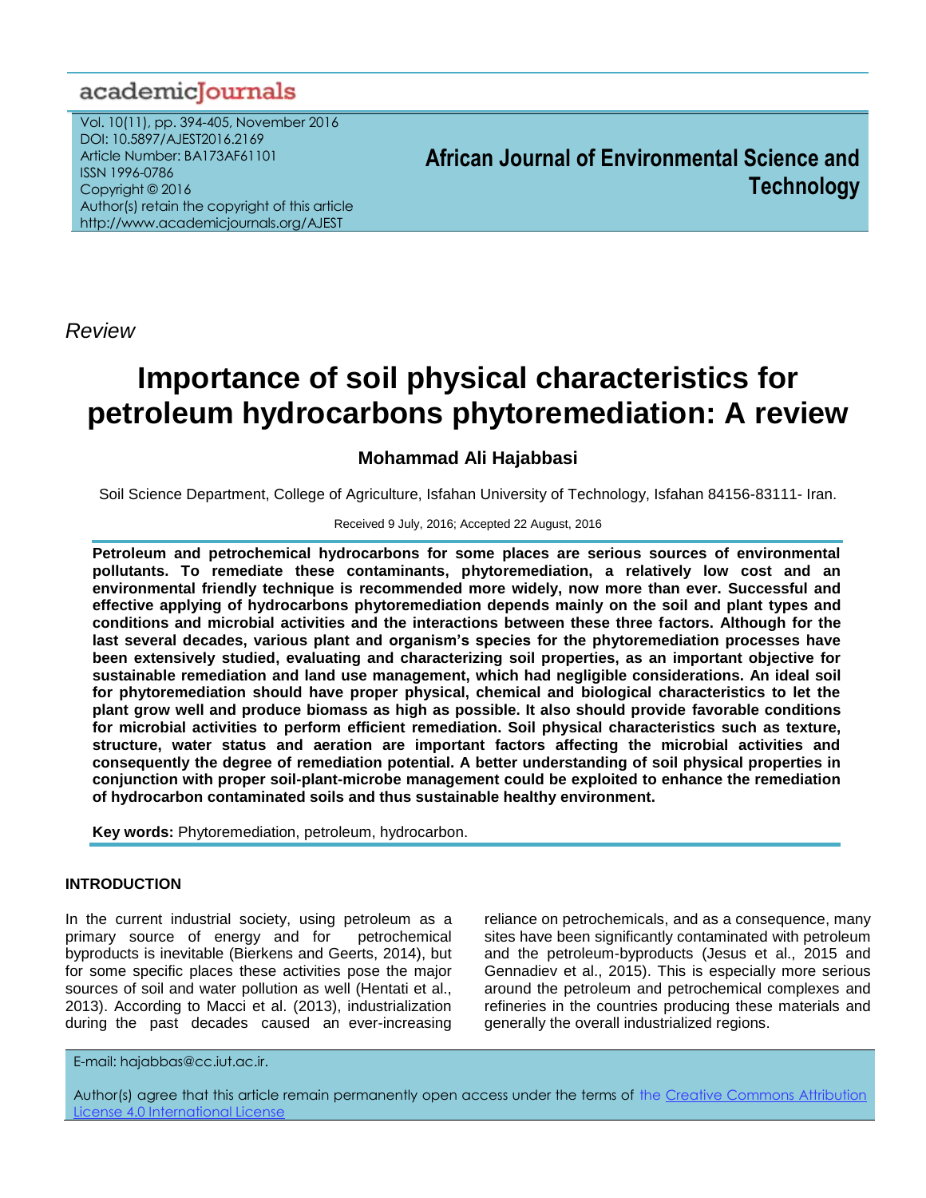*Review*

# Importance of soil physical characteristics for petroleum hydrocarbons phytoremediation: A review

**Mohammad Ali Hajabbasi**

Soil Science Department, College of Agriculture, Isfahan University of Technology, Isfahan 84156-83111- Iran.

Received 9 July, 2016; Accepted 22 August, 2016

**Petroleum and petrochemical hydrocarbons for some places are serious sources of environmental pollutants. To remediate these contaminants, phytoremediation, a relatively low cost and an environmental friendly technique is recommended more widely, now more than ever. Successful and effective applying of hydrocarbons phytoremediation depends mainly on the soil and plant types and conditions and microbial activities and the interactions between these three factors. Although for the last several decades, various plant and organism's species for the phytoremediation processes have been extensively studied, evaluating and characterizing soil properties, as an important objective for sustainable remediation and land use management, which had negligible considerations. An ideal soil for phytoremediation should have proper physical, chemical and biological characteristics to let the plant grow well and produce biomass as high as possible. It also should provide favorable conditions for microbial activities to perform efficient remediation. Soil physical characteristics such as texture, structure, water status and aeration are important factors affecting the microbial activities and consequently the degree of remediation potential. A better understanding of soil physical properties in conjunction with proper soil-plant-microbe management could be exploited to enhance the remediation of hydrocarbon contaminated soils and thus sustainable healthy environment.**

**Key words:** Phytoremediation, petroleum, hydrocarbon.

## INTRODUCTION

In the current industrial society, using petroleum as a primary source of energy and for petrochemical byproducts is inevitable (Bierkens and Geerts, 2014), but for some specific places these activities pose the major sources of soil and water pollution as well (Hentati et al., 2013). According to Macci et al. (2013), industrialization during the past decades caused an ever-increasing reliance on petrochemicals, and as a consequence, many sites have been significantly contaminated with petroleum and the petroleum-byproducts (Jesus et al., 2015 and Gennadiev et al., 2015). This is especially more serious around the petroleum and petrochemical complexes and refineries in the countries producing these materials and generally the overall industrialized regions.

E-mail: hajabbas@cc.iut.ac.ir.

Author(s) agree that this article remain permanently open access under the terms of the Creative Commons Attribution License 4.0 International License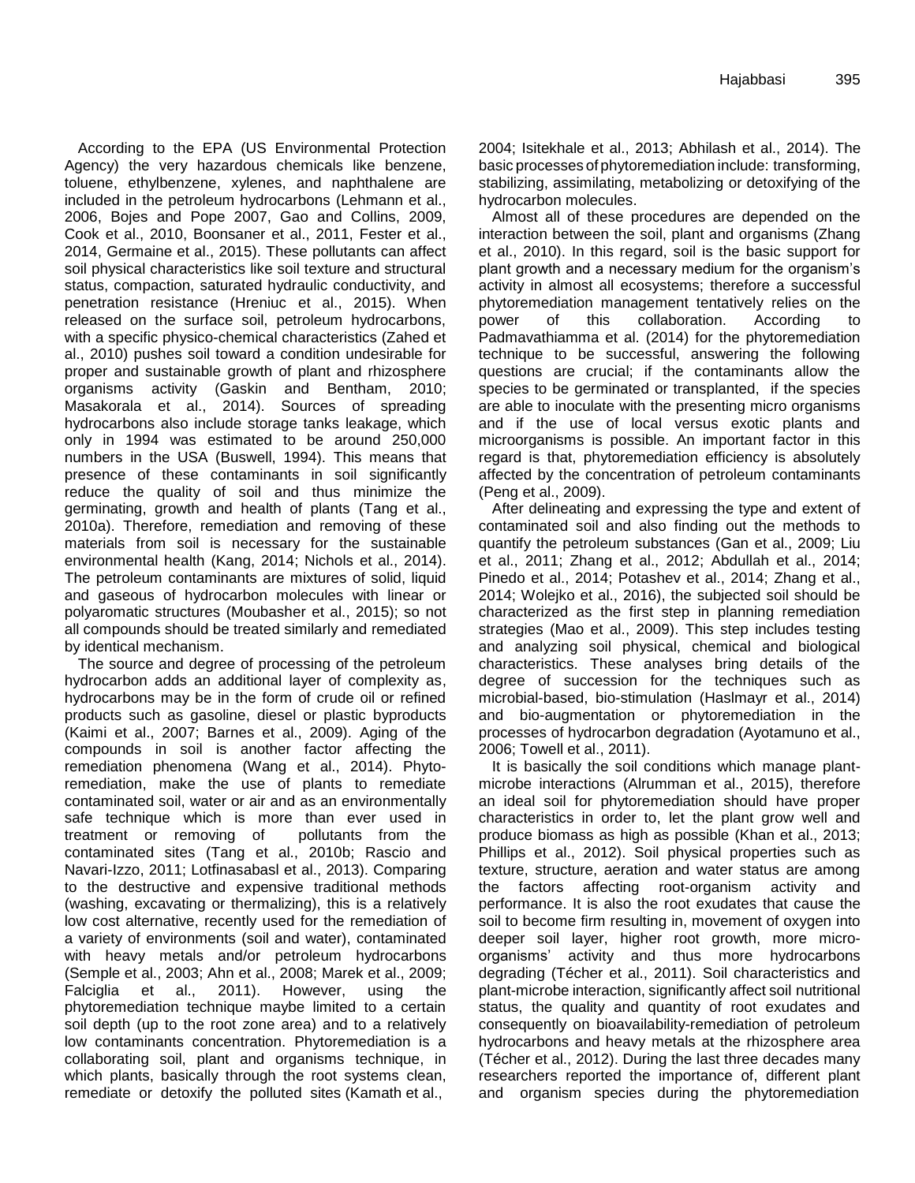According to the EPA (US Environmental Protection Agency) the very hazardous chemicals like benzene, toluene, ethylbenzene, xylenes, and naphthalene are included in the petroleum hydrocarbons (Lehmann et al., 2006, Bojes and Pope 2007, Gao and Collins, 2009, Cook et al., 2010, Boonsaner et al., 2011, Fester et al., 2014, Germaine et al., 2015). These pollutants can affect soil physical characteristics like soil texture and structural status, compaction, saturated hydraulic conductivity, and penetration resistance (Hreniuc et al., 2015). When released on the surface soil, petroleum hydrocarbons, with a specific physico-chemical characteristics (Zahed et al., 2010) pushes soil toward a condition undesirable for proper and sustainable growth of plant and rhizosphere organisms activity (Gaskin and Bentham, 2010; Masakorala et al., 2014). Sources of spreading hydrocarbons also include storage tanks leakage, which only in 1994 was estimated to be around 250,000 numbers in the USA (Buswell, 1994). This means that presence of these contaminants in soil significantly reduce the quality of soil and thus minimize the germinating, growth and health of plants (Tang et al., 2010a). Therefore, remediation and removing of these materials from soil is necessary for the sustainable environmental health (Kang, 2014; Nichols et al., 2014). The petroleum contaminants are mixtures of solid, liquid and gaseous of hydrocarbon molecules with linear or polyaromatic structures (Moubasher et al., 2015); so not all compounds should be treated similarly and remediated by identical mechanism.

The source and degree of processing of the petroleum hydrocarbon adds an additional layer of complexity as, hydrocarbons may be in the form of crude oil or refined products such as gasoline, diesel or plastic byproducts (Kaimi et al., 2007; Barnes et al., 2009). Aging of the compounds in soil is another factor affecting the remediation phenomena (Wang et al., 2014). Phyto-remediation, make the use of plants to remediate contaminated soil, water or air and as an environmentally safe technique which is more than ever used in treatment or removing of pollutants from the contaminated sites (Tang et al., 2010b; Rascio and Navari-Izzo, 2011; Lotfinasabasl et al., 2013). Comparing to the destructive and expensive traditional methods (washing, excavating or thermalizing), this is a relatively low cost alternative, recently used for the remediation of a variety of environments (soil and water), contaminated with heavy metals and/or petroleum hydrocarbons (Semple et al., 2003; Ahn et al., 2008; Marek et al., 2009; Falciglia et al., 2011). However, using the phytoremediation technique maybe limited to a certain soil depth (up to the root zone area) and to a relatively low contaminants concentration. Phytoremediation is a collaborating soil, plant and organisms technique, in which plants, basically through the root systems clean, remediate or detoxify the polluted sites (Kamath et al., 2004; Isitekhale et al., 2013; Abhilash et al., 2014). The basic processes of phytoremediation include: transforming, stabilizing, assimilating, metabolizing or detoxifying of the hydrocarbon molecules.

Almost all of these procedures are depended on the interaction between the soil, plant and organisms (Zhang et al., 2010). In this regard, soil is the basic support for plant growth and a necessary medium for the organism's activity in almost all ecosystems; therefore a successful phytoremediation management tentatively relies on the power of this collaboration. According to Padmavathiamma et al. (2014) for the phytoremediation technique to be successful, answering the following questions are crucial; if the contaminants allow the species to be germinated or transplanted, if the species are able to inoculate with the presenting micro organisms and if the use of local versus exotic plants and microorganisms is possible. An important factor in this regard is that, phytoremediation efficiency is absolutely affected by the concentration of petroleum contaminants (Peng et al., 2009).

After delineating and expressing the type and extent of contaminated soil and also finding out the methods to quantify the petroleum substances (Gan et al., 2009; Liu et al., 2011; Zhang et al., 2012; Abdullah et al., 2014; Pinedo et al., 2014; Potashev et al., 2014; Zhang et al., 2014; Wolejko et al., 2016), the subjected soil should be characterized as the first step in planning remediation strategies (Mao et al., 2009). This step includes testing and analyzing soil physical, chemical and biological characteristics. These analyses bring details of the degree of succession for the techniques such as microbial-based, bio-stimulation (Haslmayr et al., 2014) and bio-augmentation or phytoremediation in the processes of hydrocarbon degradation (Ayotamuno et al., 2006; Towell et al., 2011).

It is basically the soil conditions which manage plant-microbe interactions (Alrumman et al., 2015), therefore an ideal soil for phytoremediation should have proper characteristics in order to, let the plant grow well and produce biomass as high as possible (Khan et al., 2013; Phillips et al., 2012). Soil physical properties such as texture, structure, aeration and water status are among the factors affecting root-organism activity and performance. It is also the root exudates that cause the soil to become firm resulting in, movement of oxygen into deeper soil layer, higher root growth, more micro-organisms' activity and thus more hydrocarbons degrading (Técher et al., 2011). Soil characteristics and plant-microbe interaction, significantly affect soil nutritional status, the quality and quantity of root exudates and consequently on bioavailability-remediation of petroleum hydrocarbons and heavy metals at the rhizosphere area (Técher et al., 2012). During the last three decades many researchers reported the importance of, different plant and organism species during the phytoremediation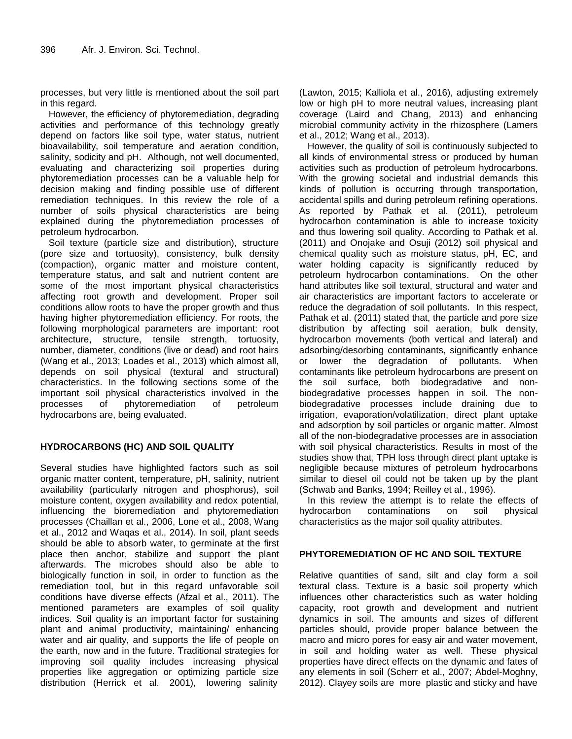processes, but very little is mentioned about the soil part in this regard.

However, the efficiency of phytoremediation, degrading activities and performance of this technology greatly depend on factors like soil type, water status, nutrient bioavailability, soil temperature and aeration condition, salinity, sodicity and pH. Although, not well documented, evaluating and characterizing soil properties during phytoremediation processes can be a valuable help for decision making and finding possible use of different remediation techniques. In this review the role of a number of soils physical characteristics are being explained during the phytoremediation processes of petroleum hydrocarbon.

Soil texture (particle size and distribution), structure (pore size and tortuosity), consistency, bulk density (compaction), organic matter and moisture content, temperature status, and salt and nutrient content are some of the most important physical characteristics affecting root growth and development. Proper soil conditions allow roots to have the proper growth and thus having higher phytoremediation efficiency. For roots, the following morphological parameters are important: root architecture, structure, tensile strength, tortuosity, number, diameter, conditions (live or dead) and root hairs (Wang et al., 2013; Loades et al., 2013) which almost all, depends on soil physical (textural and structural) characteristics. In the following sections some of the important soil physical characteristics involved in the processes of phytoremediation of petroleum hydrocarbons are, being evaluated.

## HYDROCARBONS (HC) AND SOIL QUALITY

Several studies have highlighted factors such as soil organic matter content, temperature, pH, salinity, nutrient availability (particularly nitrogen and phosphorus), soil moisture content, oxygen availability and redox potential, influencing the bioremediation and phytoremediation processes (Chaillan et al., 2006, Lone et al., 2008, Wang et al., 2012 and Waqas et al., 2014). In soil, plant seeds should be able to absorb water, to germinate at the first place then anchor, stabilize and support the plant afterwards. The microbes should also be able to biologically function in soil, in order to function as the remediation tool, but in this regard unfavorable soil conditions have diverse effects (Afzal et al., 2011). The mentioned parameters are examples of soil quality indices. Soil quality is an important factor for sustaining plant and animal productivity, maintaining/ enhancing water and air quality, and supports the life of people on the earth, now and in the future. Traditional strategies for improving soil quality includes increasing physical properties like aggregation or optimizing particle size distribution (Herrick et al. 2001), lowering salinity (Lawton, 2015; Kalliola et al., 2016), adjusting extremely low or high pH to more neutral values, increasing plant coverage (Laird and Chang, 2013) and enhancing microbial community activity in the rhizosphere (Lamers et al., 2012; Wang et al., 2013).

However, the quality of soil is continuously subjected to all kinds of environmental stress or produced by human activities such as production of petroleum hydrocarbons. With the growing societal and industrial demands this kinds of pollution is occurring through transportation, accidental spills and during petroleum refining operations. As reported by Pathak et al. (2011), petroleum hydrocarbon contamination is able to increase toxicity and thus lowering soil quality. According to Pathak et al. (2011) and Onojake and Osuji (2012) soil physical and chemical quality such as moisture status, pH, EC, and water holding capacity is significantly reduced by petroleum hydrocarbon contaminations. On the other hand attributes like soil textural, structural and water and air characteristics are important factors to accelerate or reduce the degradation of soil pollutants. In this respect, Pathak et al. (2011) stated that, the particle and pore size distribution by affecting soil aeration, bulk density, hydrocarbon movements (both vertical and lateral) and adsorbing/desorbing contaminants, significantly enhance or lower the degradation of pollutants. When contaminants like petroleum hydrocarbons are present on the soil surface, both biodegradative and non-biodegradative processes happen in soil. The non-biodegradative processes include draining due to irrigation, evaporation/volatilization, direct plant uptake and adsorption by soil particles or organic matter. Almost all of the non-biodegradative processes are in association with soil physical characteristics. Results in most of the studies show that, TPH loss through direct plant uptake is negligible because mixtures of petroleum hydrocarbons similar to diesel oil could not be taken up by the plant (Schwab and Banks, 1994; Reilley et al., 1996).

In this review the attempt is to relate the effects of hydrocarbon contaminations on soil physical characteristics as the major soil quality attributes.

## PHYTOREMEDIATION OF HC AND SOIL TEXTURE

Relative quantities of sand, silt and clay form a soil textural class. Texture is a basic soil property which influences other characteristics such as water holding capacity, root growth and development and nutrient dynamics in soil. The amounts and sizes of different particles should, provide proper balance between the macro and micro pores for easy air and water movement, in soil and holding water as well. These physical properties have direct effects on the dynamic and fates of any elements in soil (Scherr et al., 2007; Abdel-Moghny, 2012). Clayey soils are more plastic and sticky and have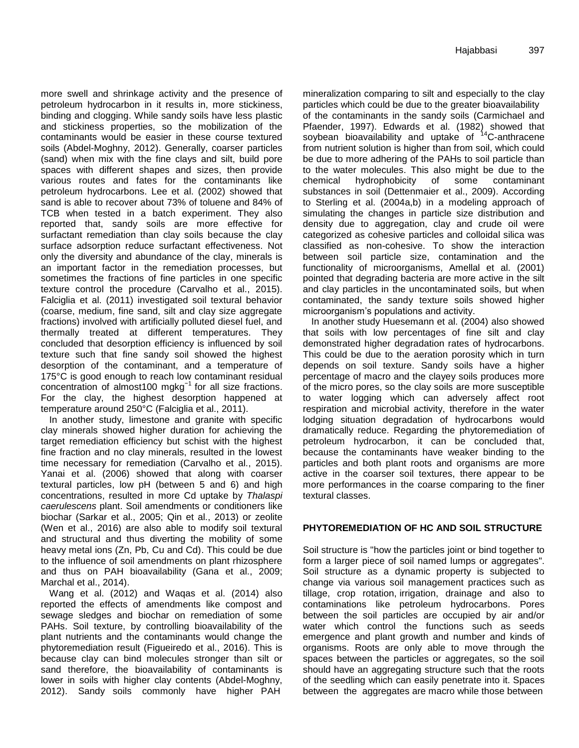more swell and shrinkage activity and the presence of petroleum hydrocarbon in it results in, more stickiness, binding and clogging. While sandy soils have less plastic and stickiness properties, so the mobilization of the contaminants would be easier in these course textured soils (Abdel-Moghny, 2012). Generally, coarser particles (sand) when mix with the fine clays and silt, build pore spaces with different shapes and sizes, then provide various routes and fates for the contaminants like petroleum hydrocarbons. Lee et al. (2002) showed that sand is able to recover about 73% of toluene and 84% of TCB when tested in a batch experiment. They also reported that, sandy soils are more effective for surfactant remediation than clay soils because the clay surface adsorption reduce surfactant effectiveness. Not only the diversity and abundance of the clay, minerals is an important factor in the remediation processes, but sometimes the fractions of fine particles in one specific texture control the procedure (Carvalho et al., 2015). Falciglia et al. (2011) investigated soil textural behavior (coarse, medium, fine sand, silt and clay size aggregate fractions) involved with artificially polluted diesel fuel, and thermally treated at different temperatures. They concluded that desorption efficiency is influenced by soil texture such that fine sandy soil showed the highest desorption of the contaminant, and a temperature of 175°C is good enough to reach low contaminant residual concentration of almost100 $mgkg^{-1}$ for all size fractions. For the clay, the highest desorption happened at temperature around 250°C (Falciglia et al., 2011).

In another study, limestone and granite with specific clay minerals showed higher duration for achieving the target remediation efficiency but schist with the highest fine fraction and no clay minerals, resulted in the lowest time necessary for remediation (Carvalho et al., 2015). Yanai et al. (2006) showed that along with coarser textural particles, low pH (between 5 and 6) and high concentrations, resulted in more Cd uptake by *Thalaspi caerulescens* plant. Soil amendments or conditioners like biochar (Sarkar et al., 2005; Qin et al., 2013) or zeolite (Wen et al., 2016) are also able to modify soil textural and structural and thus diverting the mobility of some heavy metal ions (Zn, Pb, Cu and Cd). This could be due to the influence of soil amendments on plant rhizosphere and thus on PAH bioavailability (Gana et al., 2009; Marchal et al., 2014).

Wang et al. (2012) and Waqas et al. (2014) also reported the effects of amendments like compost and sewage sledges and biochar on remediation of some PAHs. Soil texture, by controlling bioavailability of the plant nutrients and the contaminants would change the phytoremediation result (Figueiredo et al., 2016). This is because clay can bind molecules stronger than silt or sand therefore, the bioavailability of contaminants is lower in soils with higher clay contents (Abdel-Moghny, 2012). Sandy soils commonly have higher PAH mineralization comparing to silt and especially to the clay particles which could be due to the greater bioavailability of the contaminants in the sandy soils (Carmichael and Pfaender, 1997). Edwards et al. (1982) showed that soybean bioavailability and uptake of $^{14}$C-anthracene from nutrient solution is higher than from soil, which could be due to more adhering of the PAHs to soil particle than to the water molecules. This also might be due to the chemical hydrophobicity of some contaminant substances in soil (Dettenmaier et al., 2009). According to Sterling et al. (2004a,b) in a modeling approach of simulating the changes in particle size distribution and density due to aggregation, clay and crude oil were categorized as cohesive particles and colloidal silica was classified as non-cohesive. To show the interaction between soil particle size, contamination and the functionality of microorganisms, Amellal et al. (2001) pointed that degrading bacteria are more active in the silt and clay particles in the uncontaminated soils, but when contaminated, the sandy texture soils showed higher microorganism's populations and activity.

In another study Huesemann et al. (2004) also showed that soils with low percentages of fine silt and clay demonstrated higher degradation rates of hydrocarbons. This could be due to the aeration porosity which in turn depends on soil texture. Sandy soils have a higher percentage of macro and the clayey soils produces more of the micro pores, so the clay soils are more susceptible to water logging which can adversely affect root respiration and microbial activity, therefore in the water lodging situation degradation of hydrocarbons would dramatically reduce. Regarding the phytoremediation of petroleum hydrocarbon, it can be concluded that, because the contaminants have weaker binding to the particles and both plant roots and organisms are more active in the coarser soil textures, there appear to be more performances in the coarse comparing to the finer textural classes.

## PHYTOREMEDIATION OF HC AND SOIL STRUCTURE

Soil structure is "how the particles joint or bind together to form a larger piece of soil named lumps or aggregates". Soil structure as a dynamic property is subjected to change via various soil management practices such as tillage, crop rotation, irrigation, drainage and also to contaminations like petroleum hydrocarbons. Pores between the soil particles are occupied by air and/or water which control the functions such as seeds emergence and plant growth and number and kinds of organisms. Roots are only able to move through the spaces between the particles or aggregates, so the soil should have an aggregating structure such that the roots of the seedling which can easily penetrate into it. Spaces between the aggregates are macro while those between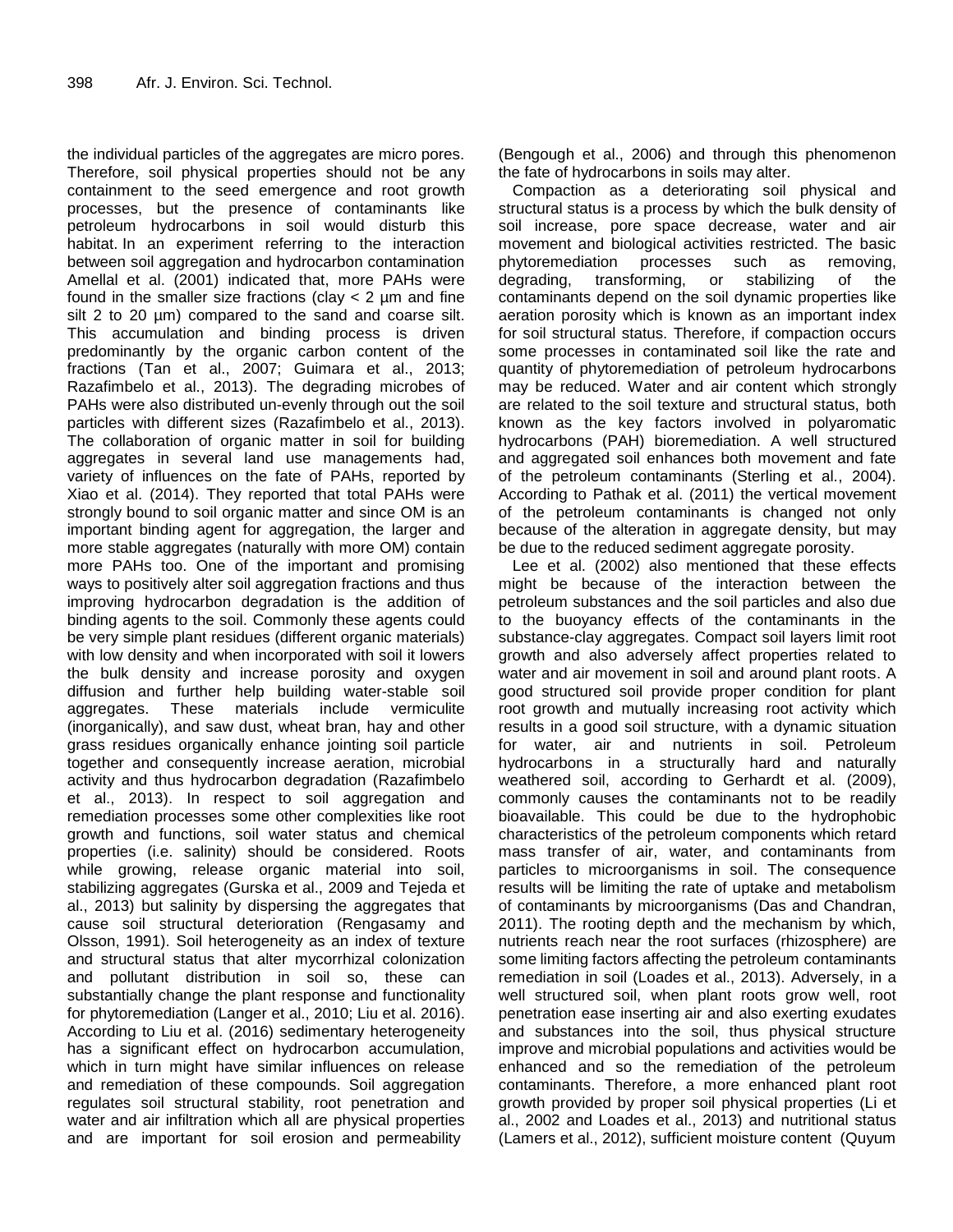the individual particles of the aggregates are micro pores. Therefore, soil physical properties should not be any containment to the seed emergence and root growth processes, but the presence of contaminants like petroleum hydrocarbons in soil would disturb this habitat. In an experiment referring to the interaction between soil aggregation and hydrocarbon contamination Amellal et al. (2001) indicated that, more PAHs were found in the smaller size fractions (clay < 2 µm and fine silt 2 to 20 µm) compared to the sand and coarse silt. This accumulation and binding process is driven predominantly by the organic carbon content of the fractions (Tan et al., 2007; Guimara et al., 2013; Razafimbelo et al., 2013). The degrading microbes of PAHs were also distributed un-evenly through out the soil particles with different sizes (Razafimbelo et al., 2013). The collaboration of organic matter in soil for building aggregates in several land use managements had, variety of influences on the fate of PAHs, reported by Xiao et al. (2014). They reported that total PAHs were strongly bound to soil organic matter and since OM is an important binding agent for aggregation, the larger and more stable aggregates (naturally with more OM) contain more PAHs too. One of the important and promising ways to positively alter soil aggregation fractions and thus improving hydrocarbon degradation is the addition of binding agents to the soil. Commonly these agents could be very simple plant residues (different organic materials) with low density and when incorporated with soil it lowers the bulk density and increase porosity and oxygen diffusion and further help building water-stable soil aggregates. These materials include vermiculite (inorganically), and saw dust, wheat bran, hay and other grass residues organically enhance jointing soil particle together and consequently increase aeration, microbial activity and thus hydrocarbon degradation (Razafimbelo et al., 2013). In respect to soil aggregation and remediation processes some other complexities like root growth and functions, soil water status and chemical properties (i.e. salinity) should be considered. Roots while growing, release organic material into soil, stabilizing aggregates (Gurska et al., 2009 and Tejeda et al., 2013) but salinity by dispersing the aggregates that cause soil structural deterioration (Rengasamy and Olsson, 1991). Soil heterogeneity as an index of texture and structural status that alter mycorrhizal colonization and pollutant distribution in soil so, these can substantially change the plant response and functionality for phytoremediation (Langer et al., 2010; Liu et al. 2016). According to Liu et al. (2016) sedimentary heterogeneity has a significant effect on hydrocarbon accumulation, which in turn might have similar influences on release and remediation of these compounds. Soil aggregation regulates soil structural stability, root penetration and water and air infiltration which all are physical properties and are important for soil erosion and permeability (Bengough et al., 2006) and through this phenomenon the fate of hydrocarbons in soils may alter.

Compaction as a deteriorating soil physical and structural status is a process by which the bulk density of soil increase, pore space decrease, water and air movement and biological activities restricted. The basic phytoremediation processes such as removing, degrading, transforming, or stabilizing of the contaminants depend on the soil dynamic properties like aeration porosity which is known as an important index for soil structural status. Therefore, if compaction occurs some processes in contaminated soil like the rate and quantity of phytoremediation of petroleum hydrocarbons may be reduced. Water and air content which strongly are related to the soil texture and structural status, both known as the key factors involved in polyaromatic hydrocarbons (PAH) bioremediation. A well structured and aggregated soil enhances both movement and fate of the petroleum contaminants (Sterling et al., 2004). According to Pathak et al. (2011) the vertical movement of the petroleum contaminants is changed not only because of the alteration in aggregate density, but may be due to the reduced sediment aggregate porosity.

Lee et al. (2002) also mentioned that these effects might be because of the interaction between the petroleum substances and the soil particles and also due to the buoyancy effects of the contaminants in the substance-clay aggregates. Compact soil layers limit root growth and also adversely affect properties related to water and air movement in soil and around plant roots. A good structured soil provide proper condition for plant root growth and mutually increasing root activity which results in a good soil structure, with a dynamic situation for water, air and nutrients in soil. Petroleum hydrocarbons in a structurally hard and naturally weathered soil, according to Gerhardt et al. (2009), commonly causes the contaminants not to be readily bioavailable. This could be due to the hydrophobic characteristics of the petroleum components which retard mass transfer of air, water, and contaminants from particles to microorganisms in soil. The consequence results will be limiting the rate of uptake and metabolism of contaminants by microorganisms (Das and Chandran, 2011). The rooting depth and the mechanism by which, nutrients reach near the root surfaces (rhizosphere) are some limiting factors affecting the petroleum contaminants remediation in soil (Loades et al., 2013). Adversely, in a well structured soil, when plant roots grow well, root penetration ease inserting air and also exerting exudates and substances into the soil, thus physical structure improve and microbial populations and activities would be enhanced and so the remediation of the petroleum contaminants. Therefore, a more enhanced plant root growth provided by proper soil physical properties (Li et al., 2002 and Loades et al., 2013) and nutritional status (Lamers et al., 2012), sufficient moisture content (Quyum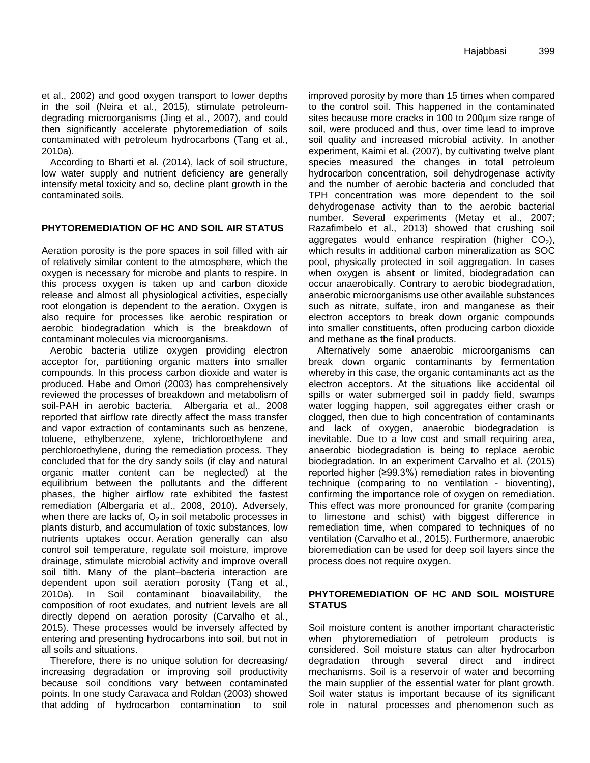et al., 2002) and good oxygen transport to lower depths in the soil (Neira et al., 2015), stimulate petroleum-degrading microorganisms (Jing et al., 2007), and could then significantly accelerate phytoremediation of soils contaminated with petroleum hydrocarbons (Tang et al., 2010a).

According to Bharti et al. (2014), lack of soil structure, low water supply and nutrient deficiency are generally intensify metal toxicity and so, decline plant growth in the contaminated soils.

## PHYTOREMEDIATION OF HC AND SOIL AIR STATUS

Aeration porosity is the pore spaces in soil filled with air of relatively similar content to the atmosphere, which the oxygen is necessary for microbe and plants to respire. In this process oxygen is taken up and carbon dioxide release and almost all physiological activities, especially root elongation is dependent to the aeration. Oxygen is also require for processes like aerobic respiration or aerobic biodegradation which is the breakdown of contaminant molecules via microorganisms.

Aerobic bacteria utilize oxygen providing electron acceptor for, partitioning organic matters into smaller compounds. In this process carbon dioxide and water is produced. Habe and Omori (2003) has comprehensively reviewed the processes of breakdown and metabolism of soil-PAH in aerobic bacteria. Albergaria et al., 2008 reported that airflow rate directly affect the mass transfer and vapor extraction of contaminants such as benzene, toluene, ethylbenzene, xylene, trichloroethylene and perchloroethylene, during the remediation process. They concluded that for the dry sandy soils (if clay and natural organic matter content can be neglected) at the equilibrium between the pollutants and the different phases, the higher airflow rate exhibited the fastest remediation (Albergaria et al., 2008, 2010). Adversely, when there are lacks of, $O_2$ in soil metabolic processes in plants disturb, and accumulation of toxic substances, low nutrients uptakes occur. Aeration generally can also control soil temperature, regulate soil moisture, improve drainage, stimulate microbial activity and improve overall soil tilth. Many of the plant–bacteria interaction are dependent upon soil aeration porosity (Tang et al., 2010a). In Soil contaminant bioavailability, the composition of root exudates, and nutrient levels are all directly depend on aeration porosity (Carvalho et al., 2015). These processes would be inversely affected by entering and presenting hydrocarbons into soil, but not in all soils and situations.

Therefore, there is no unique solution for decreasing/ increasing degradation or improving soil productivity because soil conditions vary between contaminated points. In one study Caravaca and Roldan (2003) showed that adding of hydrocarbon contamination to soil improved porosity by more than 15 times when compared to the control soil. This happened in the contaminated sites because more cracks in 100 to 200μm size range of soil, were produced and thus, over time lead to improve soil quality and increased microbial activity. In another experiment, Kaimi et al. (2007), by cultivating twelve plant species measured the changes in total petroleum hydrocarbon concentration, soil dehydrogenase activity and the number of aerobic bacteria and concluded that TPH concentration was more dependent to the soil dehydrogenase activity than to the aerobic bacterial number. Several experiments (Metay et al., 2007; Razafimbelo et al., 2013) showed that crushing soil aggregates would enhance respiration (higher $CO_2$), which results in additional carbon mineralization as SOC pool, physically protected in soil aggregation. In cases when oxygen is absent or limited, biodegradation can occur anaerobically. Contrary to aerobic biodegradation, anaerobic microorganisms use other available substances such as nitrate, sulfate, iron and manganese as their electron acceptors to break down organic compounds into smaller constituents, often producing carbon dioxide and methane as the final products.

Alternatively some anaerobic microorganisms can break down organic contaminants by fermentation whereby in this case, the organic contaminants act as the electron acceptors. At the situations like accidental oil spills or water submerged soil in paddy field, swamps water logging happen, soil aggregates either crash or clogged, then due to high concentration of contaminants and lack of oxygen, anaerobic biodegradation is inevitable. Due to a low cost and small requiring area, anaerobic biodegradation is being to replace aerobic biodegradation. In an experiment Carvalho et al. (2015) reported higher (≥99.3%) remediation rates in bioventing technique (comparing to no ventilation - bioventing), confirming the importance role of oxygen on remediation. This effect was more pronounced for granite (comparing to limestone and schist) with biggest difference in remediation time, when compared to techniques of no ventilation (Carvalho et al., 2015). Furthermore, anaerobic bioremediation can be used for deep soil layers since the process does not require oxygen.

## PHYTOREMEDIATION OF HC AND SOIL MOISTURE STATUS

Soil moisture content is another important characteristic when phytoremediation of petroleum products is considered. Soil moisture status can alter hydrocarbon degradation through several direct and indirect mechanisms. Soil is a reservoir of water and becoming the main supplier of the essential water for plant growth. Soil water status is important because of its significant role in natural processes and phenomenon such as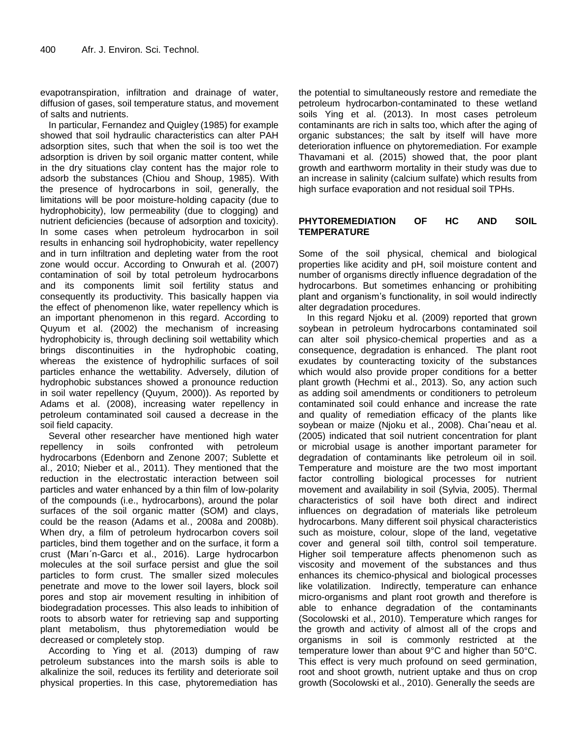evapotranspiration, infiltration and drainage of water, diffusion of gases, soil temperature status, and movement of salts and nutrients.

In particular, Fernandez and Quigley (1985) for example showed that soil hydraulic characteristics can alter PAH adsorption sites, such that when the soil is too wet the adsorption is driven by soil organic matter content, while in the dry situations clay content has the major role to adsorb the substances (Chiou and Shoup, 1985). With the presence of hydrocarbons in soil, generally, the limitations will be poor moisture-holding capacity (due to hydrophobicity), low permeability (due to clogging) and nutrient deficiencies (because of adsorption and toxicity). In some cases when petroleum hydrocarbon in soil results in enhancing soil hydrophobicity, water repellency and in turn infiltration and depleting water from the root zone would occur. According to Onwurah et al. (2007) contamination of soil by total petroleum hydrocarbons and its components limit soil fertility status and consequently its productivity. This basically happen via the effect of phenomenon like, water repellency which is an important phenomenon in this regard. According to Quyum et al. (2002) the mechanism of increasing hydrophobicity is, through declining soil wettability which brings discontinuities in the hydrophobic coating, whereas the existence of hydrophilic surfaces of soil particles enhance the wettability. Adversely, dilution of hydrophobic substances showed a pronounce reduction in soil water repellency (Quyum, 2000)). As reported by Adams et al. (2008), increasing water repellency in petroleum contaminated soil caused a decrease in the soil field capacity.

Several other researcher have mentioned high water repellency in soils confronted with petroleum hydrocarbons (Edenborn and Zenone 2007; Sublette et al., 2010; Nieber et al., 2011). They mentioned that the reduction in the electrostatic interaction between soil particles and water enhanced by a thin film of low-polarity of the compounds (i.e., hydrocarbons), around the polar surfaces of the soil organic matter (SOM) and clays, could be the reason (Adams et al., 2008a and 2008b). When dry, a film of petroleum hydrocarbon covers soil particles, bind them together and on the surface, it form a crust (Marı´n-Garcı et al., 2016). Large hydrocarbon molecules at the soil surface persist and glue the soil particles to form crust. The smaller sized molecules penetrate and move to the lower soil layers, block soil pores and stop air movement resulting in inhibition of biodegradation processes. This also leads to inhibition of roots to absorb water for retrieving sap and supporting plant metabolism, thus phytoremediation would be decreased or completely stop.

According to Ying et al. (2013) dumping of raw petroleum substances into the marsh soils is able to alkalinize the soil, reduces its fertility and deteriorate soil physical properties. In this case, phytoremediation has the potential to simultaneously restore and remediate the petroleum hydrocarbon-contaminated to these wetland soils Ying et al. (2013). In most cases petroleum contaminants are rich in salts too, which after the aging of organic substances; the salt by itself will have more deterioration influence on phytoremediation. For example Thavamani et al. (2015) showed that, the poor plant growth and earthworm mortality in their study was due to an increase in salinity (calcium sulfate) which results from high surface evaporation and not residual soil TPHs.

## PHYTOREMEDIATION OF HC AND SOIL TEMPERATURE

Some of the soil physical, chemical and biological properties like acidity and pH, soil moisture content and number of organisms directly influence degradation of the hydrocarbons. But sometimes enhancing or prohibiting plant and organism's functionality, in soil would indirectly alter degradation procedures.

In this regard Njoku et al. (2009) reported that grown soybean in petroleum hydrocarbons contaminated soil can alter soil physico-chemical properties and as a consequence, degradation is enhanced. The plant root exudates by counteracting toxicity of the substances which would also provide proper conditions for a better plant growth (Hechmi et al., 2013). So, any action such as adding soil amendments or conditioners to petroleum contaminated soil could enhance and increase the rate and quality of remediation efficacy of the plants like soybean or maize (Njoku et al., 2008). Chaıˆneau et al. (2005) indicated that soil nutrient concentration for plant or microbial usage is another important parameter for degradation of contaminants like petroleum oil in soil. Temperature and moisture are the two most important factor controlling biological processes for nutrient movement and availability in soil (Sylvia, 2005). Thermal characteristics of soil have both direct and indirect influences on degradation of materials like petroleum hydrocarbons. Many different soil physical characteristics such as moisture, colour, slope of the land, vegetative cover and general soil tilth, control soil temperature. Higher soil temperature affects phenomenon such as viscosity and movement of the substances and thus enhances its chemico-physical and biological processes like volatilization. Indirectly, temperature can enhance micro-organisms and plant root growth and therefore is able to enhance degradation of the contaminants (Socolowski et al., 2010). Temperature which ranges for the growth and activity of almost all of the crops and organisms in soil is commonly restricted at the temperature lower than about 9°C and higher than 50°C. This effect is very much profound on seed germination, root and shoot growth, nutrient uptake and thus on crop growth (Socolowski et al., 2010). Generally the seeds are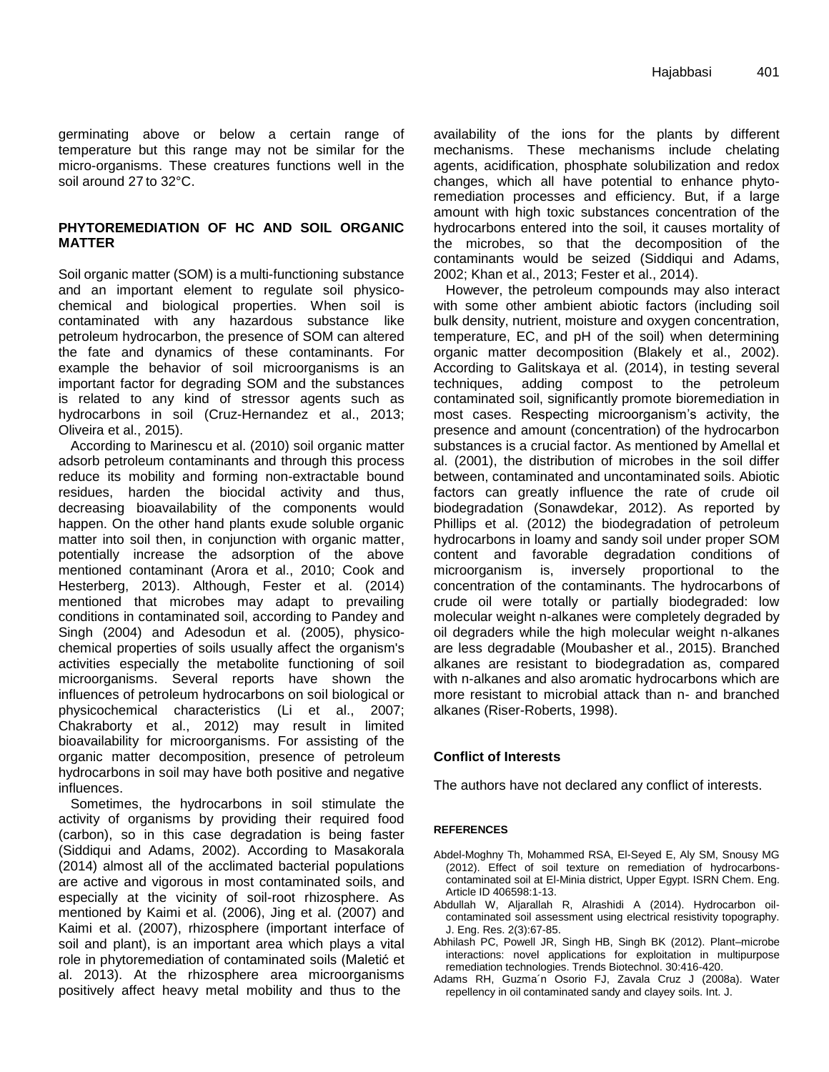germinating above or below a certain range of temperature but this range may not be similar for the micro-organisms. These creatures functions well in the soil around 27 to 32°C.

## PHYTOREMEDIATION OF HC AND SOIL ORGANIC MATTER

Soil organic matter (SOM) is a multi-functioning substance and an important element to regulate soil physico-chemical and biological properties. When soil is contaminated with any hazardous substance like petroleum hydrocarbon, the presence of SOM can altered the fate and dynamics of these contaminants. For example the behavior of soil microorganisms is an important factor for degrading SOM and the substances is related to any kind of stressor agents such as hydrocarbons in soil (Cruz-Hernandez et al., 2013; Oliveira et al., 2015).

According to Marinescu et al. (2010) soil organic matter adsorb petroleum contaminants and through this process reduce its mobility and forming non-extractable bound residues, harden the biocidal activity and thus, decreasing bioavailability of the components would happen. On the other hand plants exude soluble organic matter into soil then, in conjunction with organic matter, potentially increase the adsorption of the above mentioned contaminant (Arora et al., 2010; Cook and Hesterberg, 2013). Although, Fester et al. (2014) mentioned that microbes may adapt to prevailing conditions in contaminated soil, according to Pandey and Singh (2004) and Adesodun et al. (2005), physico-chemical properties of soils usually affect the organism's activities especially the metabolite functioning of soil microorganisms. Several reports have shown the influences of petroleum hydrocarbons on soil biological or physicochemical characteristics (Li et al., 2007; Chakraborty et al., 2012) may result in limited bioavailability for microorganisms. For assisting of the organic matter decomposition, presence of petroleum hydrocarbons in soil may have both positive and negative influences.

Sometimes, the hydrocarbons in soil stimulate the activity of organisms by providing their required food (carbon), so in this case degradation is being faster (Siddiqui and Adams, 2002). According to Masakorala (2014) almost all of the acclimated bacterial populations are active and vigorous in most contaminated soils, and especially at the vicinity of soil-root rhizosphere. As mentioned by Kaimi et al. (2006), Jing et al. (2007) and Kaimi et al. (2007), rhizosphere (important interface of soil and plant), is an important area which plays a vital role in phytoremediation of contaminated soils (Maletić et al. 2013). At the rhizosphere area microorganisms positively affect heavy metal mobility and thus to the availability of the ions for the plants by different mechanisms. These mechanisms include chelating agents, acidification, phosphate solubilization and redox changes, which all have potential to enhance phyto-remediation processes and efficiency. But, if a large amount with high toxic substances concentration of the hydrocarbons entered into the soil, it causes mortality of the microbes, so that the decomposition of the contaminants would be seized (Siddiqui and Adams, 2002; Khan et al., 2013; Fester et al., 2014).

However, the petroleum compounds may also interact with some other ambient abiotic factors (including soil bulk density, nutrient, moisture and oxygen concentration, temperature, EC, and pH of the soil) when determining organic matter decomposition (Blakely et al., 2002). According to Galitskaya et al. (2014), in testing several techniques, adding compost to the petroleum contaminated soil, significantly promote bioremediation in most cases. Respecting microorganism's activity, the presence and amount (concentration) of the hydrocarbon substances is a crucial factor. As mentioned by Amellal et al. (2001), the distribution of microbes in the soil differ between, contaminated and uncontaminated soils. Abiotic factors can greatly influence the rate of crude oil biodegradation (Sonawdekar, 2012). As reported by Phillips et al. (2012) the biodegradation of petroleum hydrocarbons in loamy and sandy soil under proper SOM content and favorable degradation conditions of microorganism is, inversely proportional to the concentration of the contaminants. The hydrocarbons of crude oil were totally or partially biodegraded: low molecular weight n-alkanes were completely degraded by oil degraders while the high molecular weight n-alkanes are less degradable (Moubasher et al., 2015). Branched alkanes are resistant to biodegradation as, compared with n-alkanes and also aromatic hydrocarbons which are more resistant to microbial attack than n- and branched alkanes (Riser-Roberts, 1998).

## Conflict of Interests

The authors have not declared any conflict of interests.

## REFERENCES

Abdel-Moghny Th, Mohammed RSA, El-Seyed E, Aly SM, Snousy MG (2012). Effect of soil texture on remediation of hydrocarbons-contaminated soil at El-Minia district, Upper Egypt. ISRN Chem. Eng. Article ID 406598:1-13.

Abdullah W, Aljarallah R, Alrashidi A (2014). Hydrocarbon oil-contaminated soil assessment using electrical resistivity topography. J. Eng. Res. 2(3):67-85.

Abhilash PC, Powell JR, Singh HB, Singh BK (2012). Plant–microbe interactions: novel applications for exploitation in multipurpose remediation technologies. Trends Biotechnol. 30:416-420.

Adams RH, Guzma´n Osorio FJ, Zavala Cruz J (2008a). Water repellency in oil contaminated sandy and clayey soils. Int. J.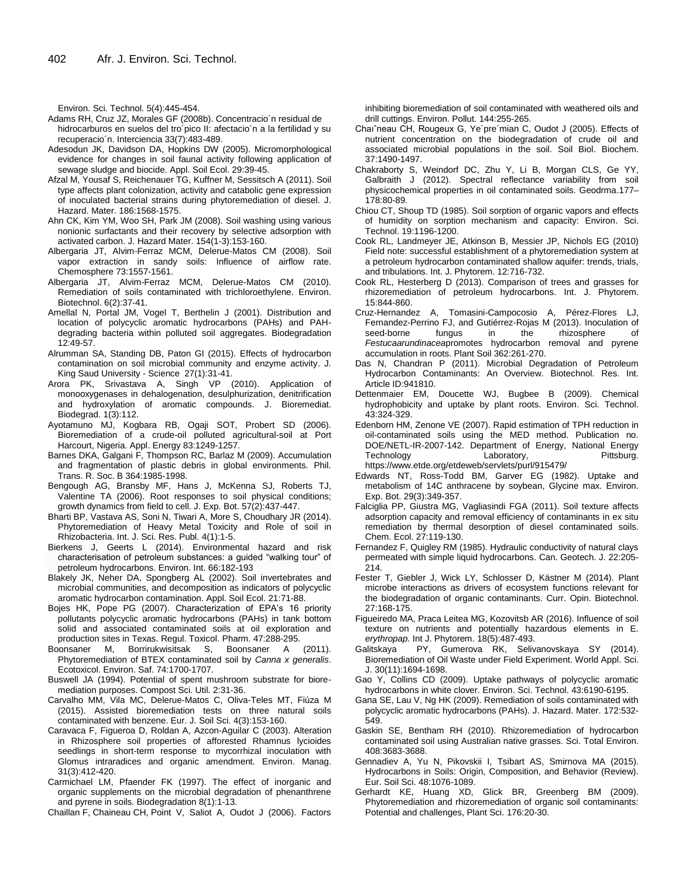Environ. Sci. Technol. 5(4):445-454.

Adams RH, Cruz JZ, Morales GF (2008b). Concentracio´n residual de hidrocarburos en suelos del tro´pico II: afectacio´n a la fertilidad y su recuperacio´n. Interciencia 33(7):483-489.

Adesodun JK, Davidson DA, Hopkins DW (2005). Micromorphological evidence for changes in soil faunal activity following application of sewage sludge and biocide. Appl. Soil Ecol. 29:39-45.

Afzal M, Yousaf S, Reichenauer TG, Kuffner M, Sessitsch A (2011). Soil type affects plant colonization, activity and catabolic gene expression of inoculated bacterial strains during phytoremediation of diesel. J. Hazard. Mater. 186:1568-1575.

Ahn CK, Kim YM, Woo SH, Park JM (2008). Soil washing using various nonionic surfactants and their recovery by selective adsorption with activated carbon. J. Hazard Mater. 154(1-3):153-160.

Albergaria JT, Alvim-Ferraz MCM, Delerue-Matos CM (2008). Soil vapor extraction in sandy soils: Influence of airflow rate. Chemosphere 73:1557-1561.

Albergaria JT, Alvim-Ferraz MCM, Delerue-Matos CM (2010). Remediation of soils contaminated with trichloroethylene. Environ. Biotechnol. 6(2):37-41.

Amellal N, Portal JM, Vogel T, Berthelin J (2001). Distribution and location of polycyclic aromatic hydrocarbons (PAHs) and PAH-degrading bacteria within polluted soil aggregates. Biodegradation 12:49-57.

Alrumman SA, Standing DB, Paton GI (2015). Effects of hydrocarbon contamination on soil microbial community and enzyme activity. J. King Saud University - Science 27(1):31-41.

Arora PK, Srivastava A, Singh VP (2010). Application of monooxygenases in dehalogenation, desulphurization, denitrification and hydroxylation of aromatic compounds. J. Bioremediat. Biodegrad. 1(3):112.

Ayotamuno MJ, Kogbara RB, Ogaji SOT, Probert SD (2006). Bioremediation of a crude-oil polluted agricultural-soil at Port Harcourt, Nigeria. Appl. Energy 83:1249-1257.

Barnes DKA, Galgani F, Thompson RC, Barlaz M (2009). Accumulation and fragmentation of plastic debris in global environments. Phil. Trans. R. Soc. B 364:1985-1998.

Bengough AG, Bransby MF, Hans J, McKenna SJ, Roberts TJ, Valentine TA (2006). Root responses to soil physical conditions; growth dynamics from field to cell. J. Exp. Bot. 57(2):437-447.

Bharti BP, Vastava AS, Soni N, Tiwari A, More S, Choudhary JR (2014). Phytoremediation of Heavy Metal Toxicity and Role of soil in Rhizobacteria. Int. J. Sci. Res. Publ. 4(1):1-5.

Bierkens J, Geerts L (2014). Environmental hazard and risk characterisation of petroleum substances: a guided "walking tour" of petroleum hydrocarbons. Environ. Int. 66:182-193

Blakely JK, Neher DA, Spongberg AL (2002). Soil invertebrates and microbial communities, and decomposition as indicators of polycyclic aromatic hydrocarbon contamination. Appl. Soil Ecol. 21:71-88.

Bojes HK, Pope PG (2007). Characterization of EPA's 16 priority pollutants polycyclic aromatic hydrocarbons (PAHs) in tank bottom solid and associated contaminated soils at oil exploration and production sites in Texas. Regul. Toxicol. Pharm. 47:288-295.

Boonsaner M, Borrirukwisitsak S, Boonsaner A (2011). Phytoremediation of BTEX contaminated soil by *Canna x generalis*. Ecotoxicol. Environ. Saf. 74:1700-1707.

Buswell JA (1994). Potential of spent mushroom substrate for bioremediation purposes. Compost Sci. Util. 2:31-36.

Carvalho MM, Vila MC, Delerue-Matos C, Oliva-Teles MT, Fiúza M (2015). Assisted bioremediation tests on three natural soils contaminated with benzene. Eur. J. Soil Sci. 4(3):153-160.

Caravaca F, Figueroa D, Roldan A, Azcon-Aguilar C (2003). Alteration in Rhizosphere soil properties of afforested Rhamnus lycioides seedlings in short-term response to mycorrhizal inoculation with Glomus intraradices and organic amendment. Environ. Manag. 31(3):412-420.

Carmichael LM, Pfaender FK (1997). The effect of inorganic and organic supplements on the microbial degradation of phenanthrene and pyrene in soils. Biodegradation 8(1):1-13.

Chaillan F, Chaineau CH, Point V, Saliot A, Oudot J (2006). Factors inhibiting bioremediation of soil contaminated with weathered oils and drill cuttings. Environ. Pollut. 144:255-265.

Chaıˆneau CH, Rougeux G, Ye´pre´mian C, Oudot J (2005). Effects of nutrient concentration on the biodegradation of crude oil and associated microbial populations in the soil. Soil Biol. Biochem. 37:1490-1497.

Chakraborty S, Weindorf DC, Zhu Y, Li B, Morgan CLS, Ge YY, Galbraith J (2012). Spectral reflectance variability from soil physicochemical properties in oil contaminated soils. Geodrma.177–178:80-89.

Chiou CT, Shoup TD (1985). Soil sorption of organic vapors and effects of humidity on sorption mechanism and capacity: Environ. Sci. Technol. 19:1196-1200.

Cook RL, Landmeyer JE, Atkinson B, Messier JP, Nichols EG (2010) Field note: successful establishment of a phytoremediation system at a petroleum hydrocarbon contaminated shallow aquifer: trends, trials, and tribulations. Int. J. Phytorem. 12:716-732.

Cook RL, Hesterberg D (2013). Comparison of trees and grasses for rhizoremediation of petroleum hydrocarbons. Int. J. Phytorem. 15:844-860.

Cruz-Hernandez A, Tomasini-Campocosio A, Pérez-Flores LJ, Fernandez-Perrino FJ, and Gutiérrez-Rojas M (2013). Inoculation of seed-borne fungus in the rhizosphere of *Festucaarundinacea*promotes hydrocarbon removal and pyrene accumulation in roots. Plant Soil 362:261-270.

Das N, Chandran P (2011). Microbial Degradation of Petroleum Hydrocarbon Contaminants: An Overview. Biotechnol. Res. Int. Article ID:941810.

Dettenmaier EM, Doucette WJ, Bugbee B (2009). Chemical hydrophobicity and uptake by plant roots. Environ. Sci. Technol. 43:324-329.

Edenborn HM, Zenone VE (2007). Rapid estimation of TPH reduction in oil-contaminated soils using the MED method. Publication no. DOE/NETL-IR-2007-142. Department of Energy, National Energy Technology Laboratory, Pittsburg. https://www.etde.org/etdeweb/servlets/purl/915479/

Edwards NT, Ross-Todd BM, Garver EG (1982). Uptake and metabolism of 14C anthracene by soybean, Glycine max. Environ. Exp. Bot. 29(3):349-357.

Falciglia PP, Giustra MG, Vagliasindi FGA (2011). Soil texture affects adsorption capacity and removal efficiency of contaminants in ex situ remediation by thermal desorption of diesel contaminated soils. Chem. Ecol. 27:119-130.

Fernandez F, Quigley RM (1985). Hydraulic conductivity of natural clays permeated with simple liquid hydrocarbons. Can. Geotech. J. 22:205-214.

Fester T, Giebler J, Wick LY, Schlosser D, Kästner M (2014). Plant microbe interactions as drivers of ecosystem functions relevant for the biodegradation of organic contaminants. Curr. Opin. Biotechnol. 27:168-175.

Figueiredo MA, Praca Leitea MG, Kozovitsb AR (2016). Influence of soil texture on nutrients and potentially hazardous elements in E. *erythropap*. Int J. Phytorem. 18(5):487-493.

Galitskaya PY, Gumerova RK, Selivanovskaya SY (2014). Bioremediation of Oil Waste under Field Experiment. World Appl. Sci. J. 30(11):1694-1698.

Gao Y, Collins CD (2009). Uptake pathways of polycyclic aromatic hydrocarbons in white clover. Environ. Sci. Technol. 43:6190-6195.

Gana SE, Lau V, Ng HK (2009). Remediation of soils contaminated with polycyclic aromatic hydrocarbons (PAHs). J. Hazard. Mater. 172:532-549.

Gaskin SE, Bentham RH (2010). Rhizoremediation of hydrocarbon contaminated soil using Australian native grasses. Sci. Total Environ. 408:3683-3688.

Gennadiev A, Yu N, Pikovskii I, Tsibart AS, Smirnova MA (2015). Hydrocarbons in Soils: Origin, Composition, and Behavior (Review). Eur. Soil Sci. 48:1076-1089.

Gerhardt KE, Huang XD, Glick BR, Greenberg BM (2009). Phytoremediation and rhizoremediation of organic soil contaminants: Potential and challenges, Plant Sci. 176:20-30.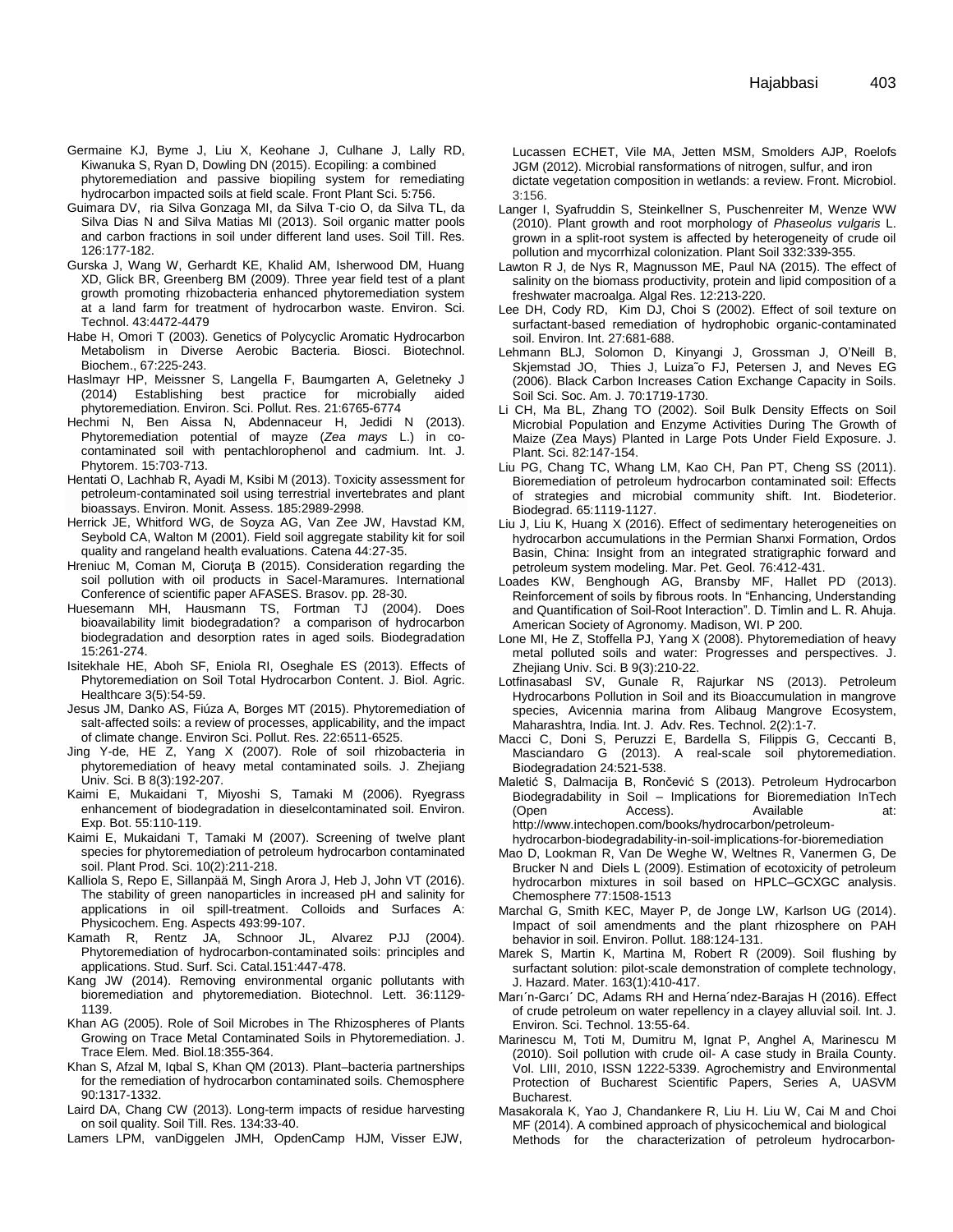Germaine KJ, Byme J, Liu X, Keohane J, Culhane J, Lally RD, Kiwanuka S, Ryan D, Dowling DN (2015). Ecopiling: a combined phytoremediation and passive biopiling system for remediating hydrocarbon impacted soils at field scale. Front Plant Sci. 5:756.

Guimara DV, ria Silva Gonzaga MI, da Silva T-cio O, da Silva TL, da Silva Dias N and Silva Matias MI (2013). Soil organic matter pools and carbon fractions in soil under different land uses. Soil Till. Res. 126:177-182.

Gurska J, Wang W, Gerhardt KE, Khalid AM, Isherwood DM, Huang XD, Glick BR, Greenberg BM (2009). Three year field test of a plant growth promoting rhizobacteria enhanced phytoremediation system at a land farm for treatment of hydrocarbon waste. Environ. Sci. Technol. 43:4472-4479

Habe H, Omori T (2003). Genetics of Polycyclic Aromatic Hydrocarbon Metabolism in Diverse Aerobic Bacteria. Biosci. Biotechnol. Biochem., 67:225-243.

Haslmayr HP, Meissner S, Langella F, Baumgarten A, Geletneky J (2014) Establishing best practice for microbially aided phytoremediation. Environ. Sci. Pollut. Res. 21:6765-6774

Hechmi N, Ben Aissa N, Abdennaceur H, Jedidi N (2013). Phytoremediation potential of mayze (*Zea mays* L.) in co-contaminated soil with pentachlorophenol and cadmium. Int. J. Phytorem. 15:703-713.

Hentati O, Lachhab R, Ayadi M, Ksibi M (2013). Toxicity assessment for petroleum-contaminated soil using terrestrial invertebrates and plant bioassays. Environ. Monit. Assess. 185:2989-2998.

Herrick JE, Whitford WG, de Soyza AG, Van Zee JW, Havstad KM, Seybold CA, Walton M (2001). Field soil aggregate stability kit for soil quality and rangeland health evaluations. Catena 44:27-35.

Hreniuc M, Coman M, Cioruţa B (2015). Consideration regarding the soil pollution with oil products in Sacel-Maramures. International Conference of scientific paper AFASES. Brasov. pp. 28-30.

Huesemann MH, Hausmann TS, Fortman TJ (2004). Does bioavailability limit biodegradation? a comparison of hydrocarbon biodegradation and desorption rates in aged soils. Biodegradation 15:261-274.

Isitekhale HE, Aboh SF, Eniola RI, Oseghale ES (2013). Effects of Phytoremediation on Soil Total Hydrocarbon Content. J. Biol. Agric. Healthcare 3(5):54-59.

Jesus JM, Danko AS, Fiúza A, Borges MT (2015). Phytoremediation of salt-affected soils: a review of processes, applicability, and the impact of climate change. Environ Sci. Pollut. Res. 22:6511-6525.

Jing Y-de, HE Z, Yang X (2007). Role of soil rhizobacteria in phytoremediation of heavy metal contaminated soils. J. Zhejiang Univ. Sci. B 8(3):192-207.

Kaimi E, Mukaidani T, Miyoshi S, Tamaki M (2006). Ryegrass enhancement of biodegradation in dieselcontaminated soil. Environ. Exp. Bot. 55:110-119.

Kaimi E, Mukaidani T, Tamaki M (2007). Screening of twelve plant species for phytoremediation of petroleum hydrocarbon contaminated soil. Plant Prod. Sci. 10(2):211-218.

Kalliola S, Repo E, Sillanpää M, Singh Arora J, Heb J, John VT (2016). The stability of green nanoparticles in increased pH and salinity for applications in oil spill-treatment. Colloids and Surfaces A: Physicochem. Eng. Aspects 493:99-107.

Kamath R, Rentz JA, Schnoor JL, Alvarez PJJ (2004). Phytoremediation of hydrocarbon-contaminated soils: principles and applications. Stud. Surf. Sci. Catal.151:447-478.

Kang JW (2014). Removing environmental organic pollutants with bioremediation and phytoremediation. Biotechnol. Lett. 36:1129-1139.

Khan AG (2005). Role of Soil Microbes in The Rhizospheres of Plants Growing on Trace Metal Contaminated Soils in Phytoremediation. J. Trace Elem. Med. Biol.18:355-364.

Khan S, Afzal M, Iqbal S, Khan QM (2013). Plant–bacteria partnerships for the remediation of hydrocarbon contaminated soils. Chemosphere 90:1317-1332.

Laird DA, Chang CW (2013). Long-term impacts of residue harvesting on soil quality. Soil Till. Res. 134:33-40.

Lamers LPM, vanDiggelen JMH, OpdenCamp HJM, Visser EJW, Lucassen ECHET, Vile MA, Jetten MSM, Smolders AJP, Roelofs JGM (2012). Microbial ransformations of nitrogen, sulfur, and iron dictate vegetation composition in wetlands: a review. Front. Microbiol. 3:156.

Langer I, Syafruddin S, Steinkellner S, Puschenreiter M, Wenze WW (2010). Plant growth and root morphology of *Phaseolus vulgaris* L. grown in a split-root system is affected by heterogeneity of crude oil pollution and mycorrhizal colonization. Plant Soil 332:339-355.

Lawton R J, de Nys R, Magnusson ME, Paul NA (2015). The effect of salinity on the biomass productivity, protein and lipid composition of a freshwater macroalga. Algal Res. 12:213-220.

Lee DH, Cody RD, Kim DJ, Choi S (2002). Effect of soil texture on surfactant-based remediation of hydrophobic organic-contaminated soil. Environ. Int. 27:681-688.

Lehmann BLJ, Solomon D, Kinyangi J, Grossman J, O'Neill B, Skjemstad JO, Thies J, Luiza˜o FJ, Petersen J, and Neves EG (2006). Black Carbon Increases Cation Exchange Capacity in Soils. Soil Sci. Soc. Am. J. 70:1719-1730.

Li CH, Ma BL, Zhang TO (2002). Soil Bulk Density Effects on Soil Microbial Population and Enzyme Activities During The Growth of Maize (Zea Mays) Planted in Large Pots Under Field Exposure. J. Plant. Sci. 82:147-154.

Liu PG, Chang TC, Whang LM, Kao CH, Pan PT, Cheng SS (2011). Bioremediation of petroleum hydrocarbon contaminated soil: Effects of strategies and microbial community shift. Int. Biodeterior. Biodegrad. 65:1119-1127.

Liu J, Liu K, Huang X (2016). Effect of sedimentary heterogeneities on hydrocarbon accumulations in the Permian Shanxi Formation, Ordos Basin, China: Insight from an integrated stratigraphic forward and petroleum system modeling. Mar. Pet. Geol. 76:412-431.

Loades KW, Benghough AG, Bransby MF, Hallet PD (2013). Reinforcement of soils by fibrous roots. In "Enhancing, Understanding and Quantification of Soil-Root Interaction". D. Timlin and L. R. Ahuja. American Society of Agronomy. Madison, WI. P 200.

Lone MI, He Z, Stoffella PJ, Yang X (2008). Phytoremediation of heavy metal polluted soils and water: Progresses and perspectives. J. Zhejiang Univ. Sci. B 9(3):210-22.

Lotfinasabasl SV, Gunale R, Rajurkar NS (2013). Petroleum Hydrocarbons Pollution in Soil and its Bioaccumulation in mangrove species, Avicennia marina from Alibaug Mangrove Ecosystem, Maharashtra, India. Int. J. Adv. Res. Technol. 2(2):1-7.

Macci C, Doni S, Peruzzi E, Bardella S, Filippis G, Ceccanti B, Masciandaro G (2013). A real-scale soil phytoremediation. Biodegradation 24:521-538.

Maletić S, Dalmacija B, Rončević S (2013). Petroleum Hydrocarbon Biodegradability in Soil – Implications for Bioremediation InTech (Open Access). Available at: http://www.intechopen.com/books/hydrocarbon/petroleum-hydrocarbon-biodegradability-in-soil-implications-for-bioremediation

Mao D, Lookman R, Van De Weghe W, Weltnes R, Vanermen G, De Brucker N and Diels L (2009). Estimation of ecotoxicity of petroleum hydrocarbon mixtures in soil based on HPLC–GCXGC analysis. Chemosphere 77:1508-1513

Marchal G, Smith KEC, Mayer P, de Jonge LW, Karlson UG (2014). Impact of soil amendments and the plant rhizosphere on PAH behavior in soil. Environ. Pollut. 188:124-131.

Marek S, Martin K, Martina M, Robert R (2009). Soil flushing by surfactant solution: pilot-scale demonstration of complete technology, J. Hazard. Mater. 163(1):410-417.

Marı´n-Garcı´ DC, Adams RH and Herna´ndez-Barajas H (2016). Effect of crude petroleum on water repellency in a clayey alluvial soil. Int. J. Environ. Sci. Technol. 13:55-64.

Marinescu M, Toti M, Dumitru M, Ignat P, Anghel A, Marinescu M (2010). Soil pollution with crude oil- A case study in Braila County. Vol. LIII, 2010, ISSN 1222-5339. Agrochemistry and Environmental Protection of Bucharest Scientific Papers, Series A, UASVM Bucharest.

Masakorala K, Yao J, Chandankere R, Liu H. Liu W, Cai M and Choi MF (2014). A combined approach of physicochemical and biological Methods for the characterization of petroleum hydrocarbon-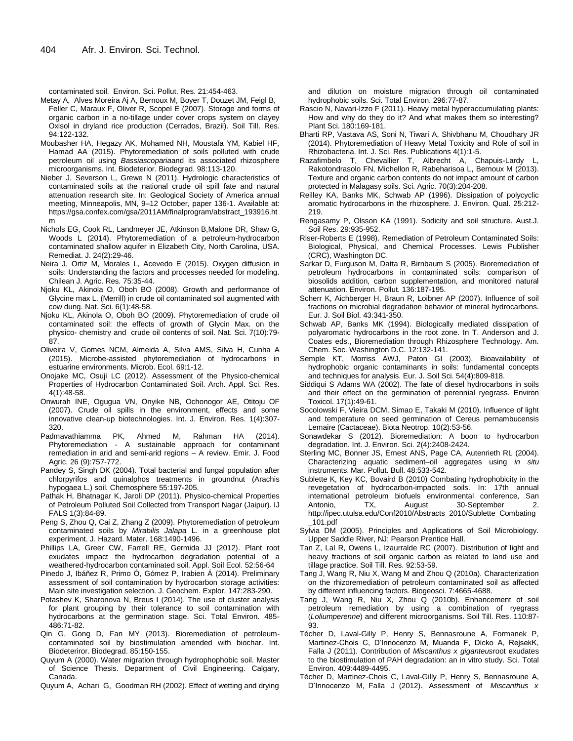contaminated soil. Environ. Sci. Pollut. Res. 21:454-463.

Metay A, Alves Moreira Aj A, Bernoux M, Boyer T, Douzet JM, Feigl B, Feller C, Maraux F, Oliver R, Scopel E (2007). Storage and forms of organic carbon in a no-tillage under cover crops system on clayey Oxisol in dryland rice production (Cerrados, Brazil). Soil Till. Res. 94:122-132.

Moubasher HA, Hegazy AK, Mohamed NH, Moustafa YM, Kabiel HF, Hamad AA (2015). Phytoremediation of soils polluted with crude petroleum oil using *Bassiascoparia*and its associated rhizosphere microorganisms. Int. Biodeterior. Biodegrad. 98:113-120.

Nieber J, Severson L, Grewe N (2011). Hydrologic characteristics of contaminated soils at the national crude oil spill fate and natural attenuation research site. In: Geological Society of America annual meeting, Minneapolis, MN, 9–12 October, paper 136-1. Available at: https://gsa.confex.com/gsa/2011AM/finalprogram/abstract_193916.htm

Nichols EG, Cook RL, Landmeyer JE, Atkinson B,Malone DR, Shaw G, Woods L (2014). Phytoremediation of a petroleum-hydrocarbon contaminated shallow aquifer in Elizabeth City, North Carolina, USA. Remediat. J. 24(2):29-46.

Neira J, Ortiz M, Morales L, Acevedo E (2015). Oxygen diffusion in soils: Understanding the factors and processes needed for modeling. Chilean J. Agric. Res. 75:35-44.

Njoku KL, Akinola O, Oboh BO (2008). Growth and performance of Glycine max L. (Merrill) in crude oil contaminated soil augmented with cow dung. Nat. Sci. 6(1):48-58.

Njoku KL, Akinola O, Oboh BO (2009). Phytoremediation of crude oil contaminated soil: the effects of growth of Glycin Max. on the physico- chemistry and crude oil contents of soil. Nat. Sci. 7(10):79-87.

Oliveira V, Gomes NCM, Almeida A, Silva AMS, Silva H, Cunha A (2015). Microbe-assisted phytoremediation of hydrocarbons in estuarine environments. Microb. Ecol. 69:1-12.

Onojake MC, Osuji LC (2012). Assessment of the Physico-chemical Properties of Hydrocarbon Contaminated Soil. Arch. Appl. Sci. Res. 4(1):48-58.

Onwurah INE, Ogugua VN, Onyike NB, Ochonogor AE, Otitoju OF (2007). Crude oil spills in the environment, effects and some innovative clean-up biotechnologies. Int. J. Environ. Res. 1(4):307-320.

Padmavathiamma PK, Ahmed M, Rahman HA (2014). Phytoremediation - A sustainable approach for contaminant remediation in arid and semi-arid regions – A review. Emir. J. Food Agric. 26 (9):757-772.

Pandey S, Singh DK (2004). Total bacterial and fungal population after chlorpyrifos and quinalphos treatments in groundnut (Arachis hypogaea L.) soil. Chemosphere 55:197-205.

Pathak H, Bhatnagar K, Jaroli DP (2011). Physico-chemical Properties of Petroleum Polluted Soil Collected from Transport Nagar (Jaipur). IJ FALS 1(3):84-89.

Peng S, Zhou Q, Cai Z, Zhang Z (2009). Phytoremediation of petroleum contaminated soils by *Mirabilis Jalapa* L. in a greenhouse plot experiment. J. Hazard. Mater. 168:1490-1496.

Phillips LA, Greer CW, Farrell RE, Germida JJ (2012). Plant root exudates impact the hydrocarbon degradation potential of a weathered-hydrocarbon contaminated soil. Appl. Soil Ecol. 52:56-64

Pinedo J, Ibáñez R, Primo Ó, Gómez P, Irabien Á (2014). Preliminary assessment of soil contamination by hydrocarbon storage activities: Main site investigation selection. J. Geochem. Explor. 147:283-290.

Potashev K, Sharonova N, Breus I (2014). The use of cluster analysis for plant grouping by their tolerance to soil contamination with hydrocarbons at the germination stage. Sci. Total Environ. 485-486:71-82.

Qin G, Gong D, Fan MY (2013). Bioremediation of petroleum-contaminated soil by biostimulation amended with biochar. Int. Biodeteriror. Biodegrad. 85:150-155.

Quyum A (2000). Water migration through hydrophophobic soil. Master of Science Thesis. Department of Civil Engineering. Calgary, Canada.

Quyum A, Achari G, Goodman RH (2002). Effect of wetting and drying and dilution on moisture migration through oil contaminated hydrophobic soils. Sci. Total Environ. 296:77-87.

Rascio N, Navari-Izzo F (2011). Heavy metal hyperaccumulating plants: How and why do they do it? And what makes them so interesting? Plant Sci. 180:169-181.

Bharti RP, Vastava AS, Soni N, Tiwari A, Shivbhanu M, Choudhary JR (2014). Phytoremediation of Heavy Metal Toxicity and Role of soil in Rhizobacteria. Int. J. Sci. Res. Publications 4(1):1-5.

Razafimbelo T, Chevallier T, Albrecht A, Chapuis-Lardy L, Rakotondrasolo FN, Michellon R, Rabeharisoa L, Bernoux M (2013). Texture and organic carbon contents do not impact amount of carbon protected in Malagasy soils. Sci. Agric. 70(3):204-208.

Reilley KA, Banks MK, Schwab AP (1996). Dissipation of polycyclic aromatic hydrocarbons in the rhizosphere. J. Environ. Qual. 25:212-219.

Rengasamy P, Olsson KA (1991). Sodicity and soil structure. Aust.J. Soil Res. 29:935-952.

Riser-Roberts E (1998). Remediation of Petroleum Contaminated Soils: Biological, Physical, and Chemical Processes. Lewis Publisher (CRC), Washington DC.

Sarkar D, Furguson M, Datta R, Birnbaum S (2005). Bioremediation of petroleum hydrocarbons in contaminated soils: comparison of biosolids addition, carbon supplementation, and monitored natural attenuation. Environ. Pollut. 136:187-195.

Scherr K, Aichberger H, Braun R, Loibner AP (2007). Influence of soil fractions on microbial degradation behavior of mineral hydrocarbons. Eur. J. Soil Biol. 43:341-350.

Schwab AP, Banks MK (1994). Biologically mediated dissipation of polyaromatic hydrocarbons in the root zone. In T. Anderson and J. Coates eds., Bioremediation through Rhizosphere Technology. Am. Chem. Soc. Washington D.C. 12:132-141.

Semple KT, Morriss AWJ, Paton GI (2003). Bioavailability of hydrophobic organic contaminants in soils: fundamental concepts and techniques for analysis. Eur. J. Soil Sci. 54(4):809-818.

Siddiqui S Adams WA (2002). The fate of diesel hydrocarbons in soils and their effect on the germination of perennial ryegrass. Environ Toxicol. 17(1):49-61.

Socolowski F, Vieira DCM, Simao E, Takaki M (2010). Influence of light and temperature on seed germination of Cereus pernambucensis Lemaire (Cactaceae). Biota Neotrop. 10(2):53-56.

Sonawdekar S (2012). Bioremediation: A boon to hydrocarbon degradation. Int. J. Environ. Sci. 2(4):2408-2424.

Sterling MC, Bonner JS, Ernest ANS, Page CA, Autenrieth RL (2004). Characterizing aquatic sediment–oil aggregates using *in situ* instruments. Mar. Pollut. Bull. 48:533-542.

Sublette K, Key KC, Bovaird B (2010) Combating hydrophobicity in the revegetation of hydrocarbon-impacted soils. In: 17th annual international petroleum biofuels environmental conference, San Antonio, TX, August 30-September 2. http://ipec.utulsa.edu/Conf2010/Abstracts_2010/Sublette_Combating_101.pdf

Sylvia DM (2005). Principles and Applications of Soil Microbiology. Upper Saddle River, NJ: Pearson Prentice Hall.

Tan Z, Lal R, Owens L, Izaurralde RC (2007). Distribution of light and heavy fractions of soil organic carbon as related to land use and tillage practice. Soil Till. Res. 92:53-59.

Tang J, Wang R, Niu X, Wang M and Zhou Q (2010a). Characterization on the rhizoremediation of petroleum contaminated soil as affected by different influencing factors. Biogeosci. 7:4665-4688.

Tang J, Wang R, Niu X, Zhou Q (2010b). Enhancement of soil petroleum remediation by using a combination of ryegrass (*Loliumperenne*) and different microorganisms. Soil Till. Res. 110:87-93.

Técher D, Laval-Gilly P, Henry S, Bennasroune A, Formanek P, Martinez-Chois C, D'Innocenzo M, Muanda F, Dicko A, RejsekK, Falla J (2011). Contribution of *Miscanthus x giganteus*root exudates to the biostimulation of PAH degradation: an in vitro study. Sci. Total Environ. 409:4489-4495.

Técher D, Martinez-Chois C, Laval-Gilly P, Henry S, Bennasroune A, D'Innocenzo M, Falla J (2012). Assessment of *Miscanthus x*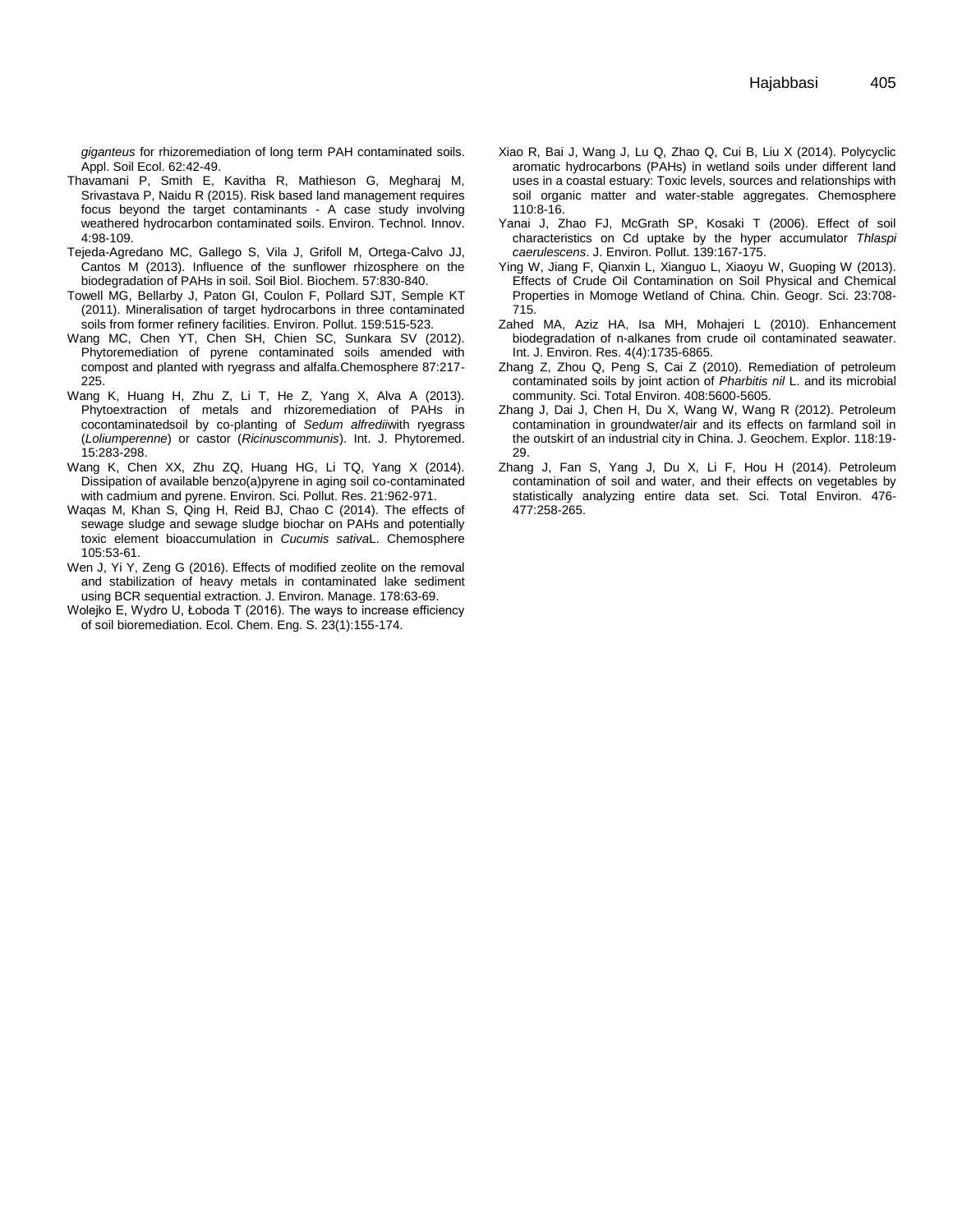*giganteus* for rhizoremediation of long term PAH contaminated soils. Appl. Soil Ecol. 62:42-49.

Thavamani P, Smith E, Kavitha R, Mathieson G, Megharaj M, Srivastava P, Naidu R (2015). Risk based land management requires focus beyond the target contaminants - A case study involving weathered hydrocarbon contaminated soils. Environ. Technol. Innov. 4:98-109.

Tejeda-Agredano MC, Gallego S, Vila J, Grifoll M, Ortega-Calvo JJ, Cantos M (2013). Influence of the sunflower rhizosphere on the biodegradation of PAHs in soil. Soil Biol. Biochem. 57:830-840.

Towell MG, Bellarby J, Paton GI, Coulon F, Pollard SJT, Semple KT (2011). Mineralisation of target hydrocarbons in three contaminated soils from former refinery facilities. Environ. Pollut. 159:515-523.

Wang MC, Chen YT, Chen SH, Chien SC, Sunkara SV (2012). Phytoremediation of pyrene contaminated soils amended with compost and planted with ryegrass and alfalfa.Chemosphere 87:217-225.

Wang K, Huang H, Zhu Z, Li T, He Z, Yang X, Alva A (2013). Phytoextraction of metals and rhizoremediation of PAHs in cocontaminatedsoil by co-planting of *Sedum alfredii*with ryegrass (*Loliumperenne*) or castor (*Ricinuscommunis*). Int. J. Phytoremed. 15:283-298.

Wang K, Chen XX, Zhu ZQ, Huang HG, Li TQ, Yang X (2014). Dissipation of available benzo(a)pyrene in aging soil co-contaminated with cadmium and pyrene. Environ. Sci. Pollut. Res. 21:962-971.

Waqas M, Khan S, Qing H, Reid BJ, Chao C (2014). The effects of sewage sludge and sewage sludge biochar on PAHs and potentially toxic element bioaccumulation in *Cucumis sativa*L. Chemosphere 105:53-61.

Wen J, Yi Y, Zeng G (2016). Effects of modified zeolite on the removal and stabilization of heavy metals in contaminated lake sediment using BCR sequential extraction. J. Environ. Manage. 178:63-69.

Wolejko E, Wydro U, Łoboda T (2016). The ways to increase efficiency of soil bioremediation. Ecol. Chem. Eng. S. 23(1):155-174.

Xiao R, Bai J, Wang J, Lu Q, Zhao Q, Cui B, Liu X (2014). Polycyclic aromatic hydrocarbons (PAHs) in wetland soils under different land uses in a coastal estuary: Toxic levels, sources and relationships with soil organic matter and water-stable aggregates. Chemosphere 110:8-16.

Yanai J, Zhao FJ, McGrath SP, Kosaki T (2006). Effect of soil characteristics on Cd uptake by the hyper accumulator *Thlaspi caerulescens*. J. Environ. Pollut. 139:167-175.

Ying W, Jiang F, Qianxin L, Xianguo L, Xiaoyu W, Guoping W (2013). Effects of Crude Oil Contamination on Soil Physical and Chemical Properties in Momoge Wetland of China. Chin. Geogr. Sci. 23:708-715.

Zahed MA, Aziz HA, Isa MH, Mohajeri L (2010). Enhancement biodegradation of n-alkanes from crude oil contaminated seawater. Int. J. Environ. Res. 4(4):1735-6865.

Zhang Z, Zhou Q, Peng S, Cai Z (2010). Remediation of petroleum contaminated soils by joint action of *Pharbitis nil* L. and its microbial community. Sci. Total Environ. 408:5600-5605.

Zhang J, Dai J, Chen H, Du X, Wang W, Wang R (2012). Petroleum contamination in groundwater/air and its effects on farmland soil in the outskirt of an industrial city in China. J. Geochem. Explor. 118:19-29.

Zhang J, Fan S, Yang J, Du X, Li F, Hou H (2014). Petroleum contamination of soil and water, and their effects on vegetables by statistically analyzing entire data set. Sci. Total Environ. 476-477:258-265.